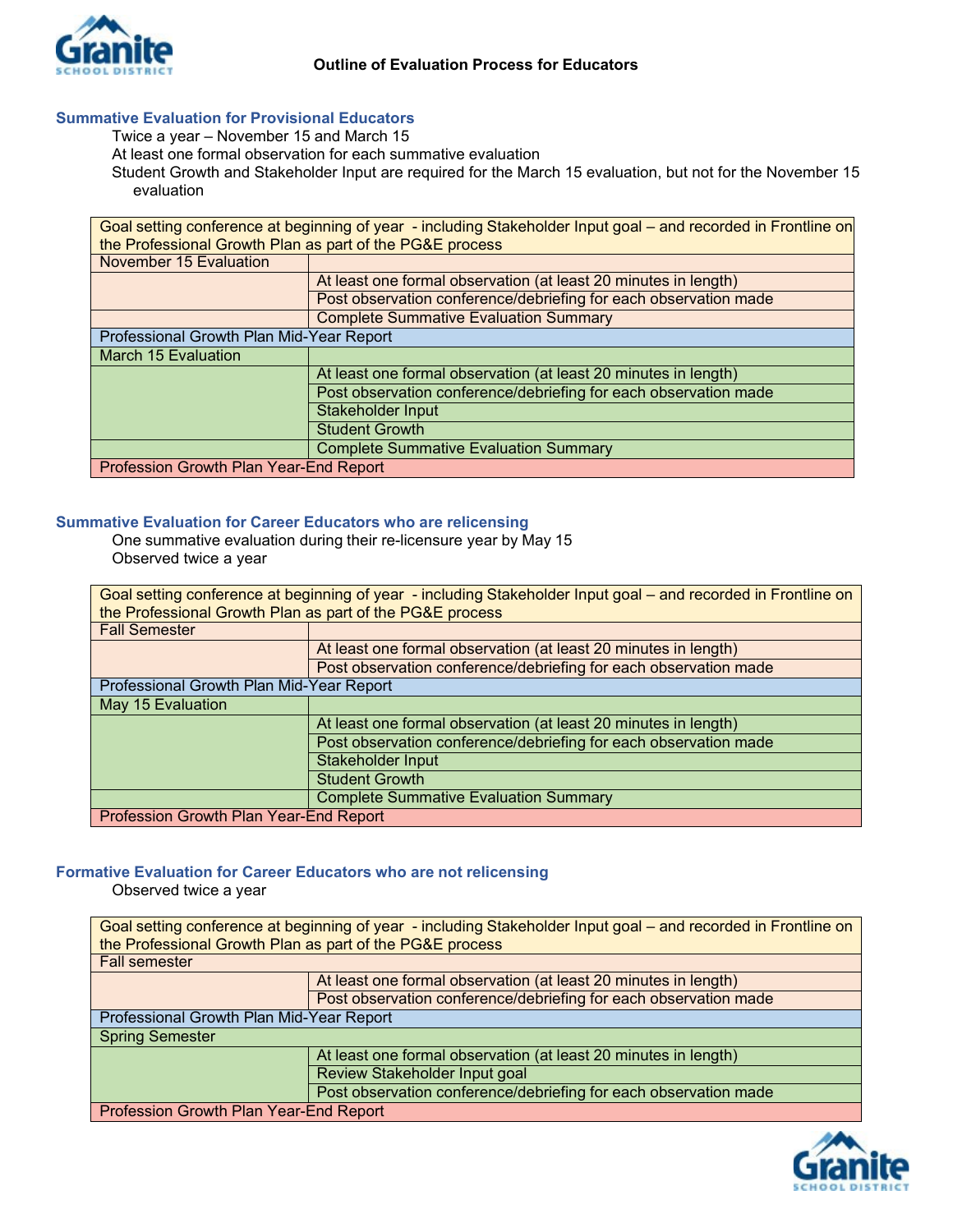# Outline of Evaluation Process for Educators

## Summative Evaluation for Provisional Educators

Twice a year – November 15 and March 15
At least one formal observation for each summative evaluation
Student Growth and Stakeholder Input are required for the March 15 evaluation, but not for the November 15 evaluation

| Goal setting conference at beginning of year - including Stakeholder Input goal – and recorded in Frontline on the Professional Growth Plan as part of the PG&E process | |
|---|---|
| November 15 Evaluation | |
| | At least one formal observation (at least 20 minutes in length) |
| | Post observation conference/debriefing for each observation made |
| | Complete Summative Evaluation Summary |
| Professional Growth Plan Mid-Year Report | |
| March 15 Evaluation | |
| | At least one formal observation (at least 20 minutes in length) |
| | Post observation conference/debriefing for each observation made |
| | Stakeholder Input |
| | Student Growth |
| | Complete Summative Evaluation Summary |
| Profession Growth Plan Year-End Report | |

## Summative Evaluation for Career Educators who are relicensing

One summative evaluation during their re-licensure year by May 15
Observed twice a year

| Goal setting conference at beginning of year - including Stakeholder Input goal – and recorded in Frontline on the Professional Growth Plan as part of the PG&E process | |
|---|---|
| Fall Semester | |
| | At least one formal observation (at least 20 minutes in length) |
| | Post observation conference/debriefing for each observation made |
| Professional Growth Plan Mid-Year Report | |
| May 15 Evaluation | |
| | At least one formal observation (at least 20 minutes in length) |
| | Post observation conference/debriefing for each observation made |
| | Stakeholder Input |
| | Student Growth |
| | Complete Summative Evaluation Summary |
| Profession Growth Plan Year-End Report | |

## Formative Evaluation for Career Educators who are not relicensing

Observed twice a year

| Goal setting conference at beginning of year - including Stakeholder Input goal – and recorded in Frontline on the Professional Growth Plan as part of the PG&E process | |
|---|---|
| Fall semester | |
| | At least one formal observation (at least 20 minutes in length) |
| | Post observation conference/debriefing for each observation made |
| Professional Growth Plan Mid-Year Report | |
| Spring Semester | |
| | At least one formal observation (at least 20 minutes in length) |
| | Review Stakeholder Input goal |
| | Post observation conference/debriefing for each observation made |
| Profession Growth Plan Year-End Report | |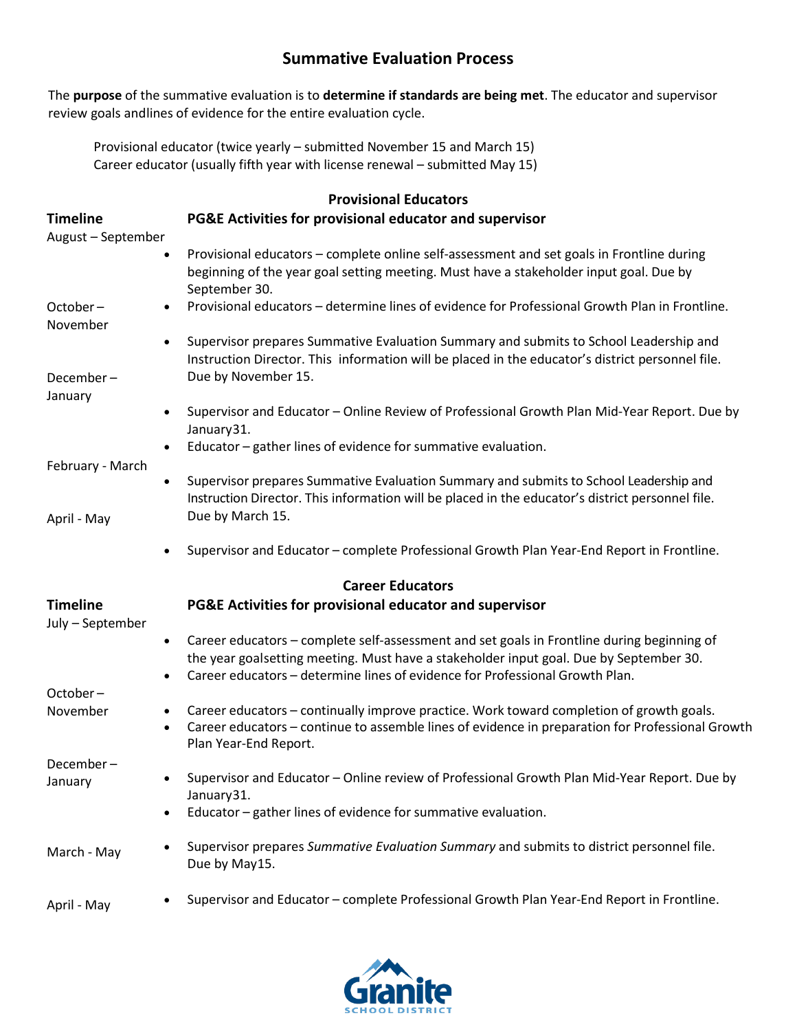# Summative Evaluation Process

The **purpose** of the summative evaluation is to **determine if standards are being met**. The educator and supervisor review goals andlines of evidence for the entire evaluation cycle.

Provisional educator (twice yearly – submitted November 15 and March 15)
Career educator (usually fifth year with license renewal – submitted May 15)

## Provisional Educators

| Timeline | PG&E Activities for provisional educator and supervisor |
|---|---|
| August – September | • Provisional educators – complete online self-assessment and set goals in Frontline during beginning of the year goal setting meeting. Must have a stakeholder input goal. Due by September 30. |
| October – November | • Provisional educators – determine lines of evidence for Professional Growth Plan in Frontline.<br>• Supervisor prepares Summative Evaluation Summary and submits to School Leadership and Instruction Director. This information will be placed in the educator's district personnel file. Due by November 15. |
| December – January | • Supervisor and Educator – Online Review of Professional Growth Plan Mid-Year Report. Due by January31.<br>• Educator – gather lines of evidence for summative evaluation. |
| February - March | • Supervisor prepares Summative Evaluation Summary and submits to School Leadership and Instruction Director. This information will be placed in the educator's district personnel file. Due by March 15. |
| April - May | • Supervisor and Educator – complete Professional Growth Plan Year-End Report in Frontline. |

## Career Educators

| Timeline | PG&E Activities for provisional educator and supervisor |
|---|---|
| July – September | • Career educators – complete self-assessment and set goals in Frontline during beginning of the year goalsetting meeting. Must have a stakeholder input goal. Due by September 30.<br>• Career educators – determine lines of evidence for Professional Growth Plan. |
| October – November | • Career educators – continually improve practice. Work toward completion of growth goals.<br>• Career educators – continue to assemble lines of evidence in preparation for Professional Growth Plan Year-End Report. |
| December – January | • Supervisor and Educator – Online review of Professional Growth Plan Mid-Year Report. Due by January31.<br>• Educator – gather lines of evidence for summative evaluation. |
| March - May | • Supervisor prepares *Summative Evaluation Summary* and submits to district personnel file. Due by May15. |
| April - May | • Supervisor and Educator – complete Professional Growth Plan Year-End Report in Frontline. |

Granite SCHOOL DISTRICT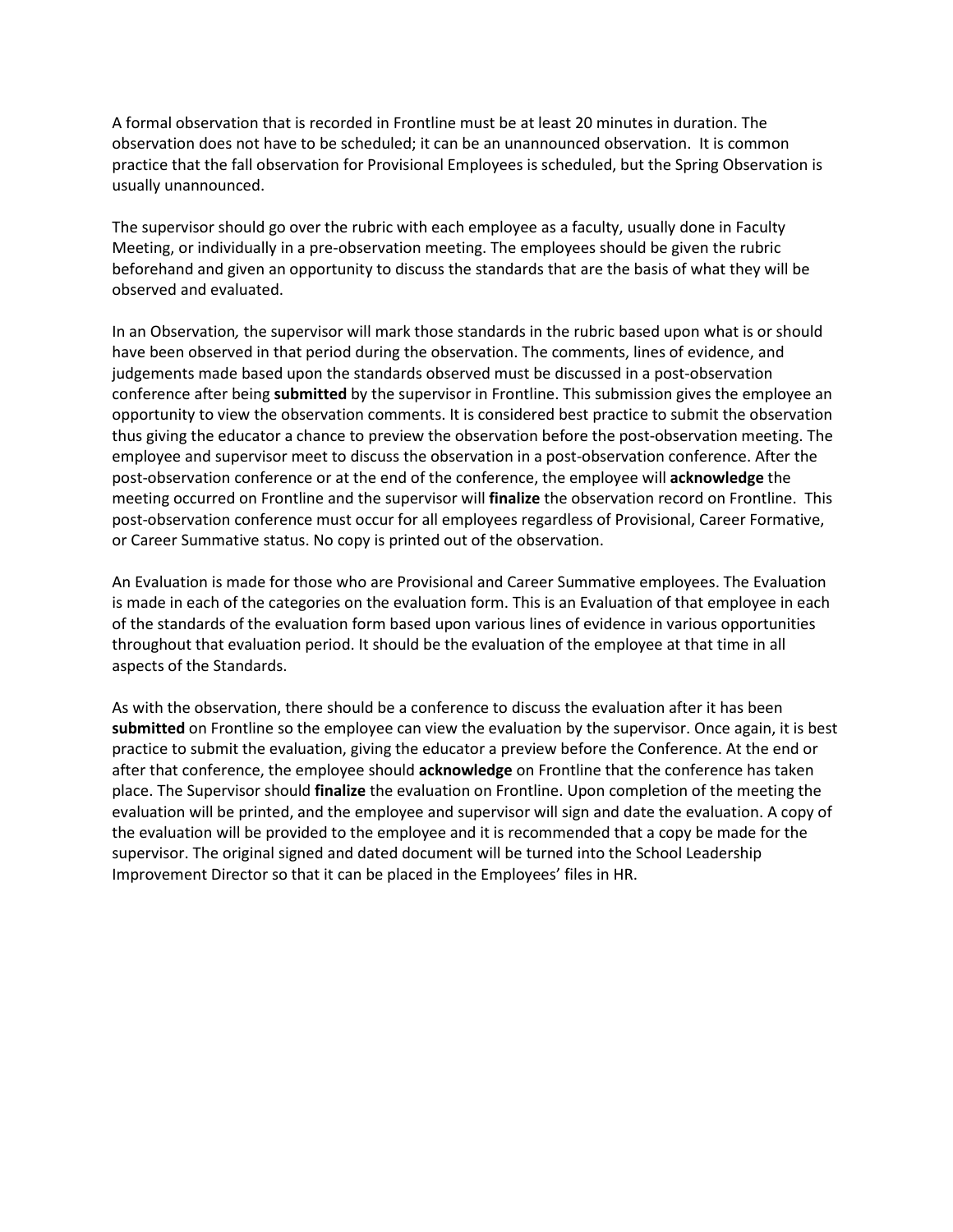A formal observation that is recorded in Frontline must be at least 20 minutes in duration. The observation does not have to be scheduled; it can be an unannounced observation. It is common practice that the fall observation for Provisional Employees is scheduled, but the Spring Observation is usually unannounced.

The supervisor should go over the rubric with each employee as a faculty, usually done in Faculty Meeting, or individually in a pre-observation meeting. The employees should be given the rubric beforehand and given an opportunity to discuss the standards that are the basis of what they will be observed and evaluated.

In an Observation*,* the supervisor will mark those standards in the rubric based upon what is or should have been observed in that period during the observation. The comments, lines of evidence, and judgements made based upon the standards observed must be discussed in a post-observation conference after being **submitted** by the supervisor in Frontline. This submission gives the employee an opportunity to view the observation comments. It is considered best practice to submit the observation thus giving the educator a chance to preview the observation before the post-observation meeting. The employee and supervisor meet to discuss the observation in a post-observation conference. After the post-observation conference or at the end of the conference, the employee will **acknowledge** the meeting occurred on Frontline and the supervisor will **finalize** the observation record on Frontline. This post-observation conference must occur for all employees regardless of Provisional, Career Formative, or Career Summative status. No copy is printed out of the observation.

An Evaluation is made for those who are Provisional and Career Summative employees. The Evaluation is made in each of the categories on the evaluation form. This is an Evaluation of that employee in each of the standards of the evaluation form based upon various lines of evidence in various opportunities throughout that evaluation period. It should be the evaluation of the employee at that time in all aspects of the Standards.

As with the observation, there should be a conference to discuss the evaluation after it has been **submitted** on Frontline so the employee can view the evaluation by the supervisor. Once again, it is best practice to submit the evaluation, giving the educator a preview before the Conference. At the end or after that conference, the employee should **acknowledge** on Frontline that the conference has taken place. The Supervisor should **finalize** the evaluation on Frontline. Upon completion of the meeting the evaluation will be printed, and the employee and supervisor will sign and date the evaluation. A copy of the evaluation will be provided to the employee and it is recommended that a copy be made for the supervisor. The original signed and dated document will be turned into the School Leadership Improvement Director so that it can be placed in the Employees' files in HR.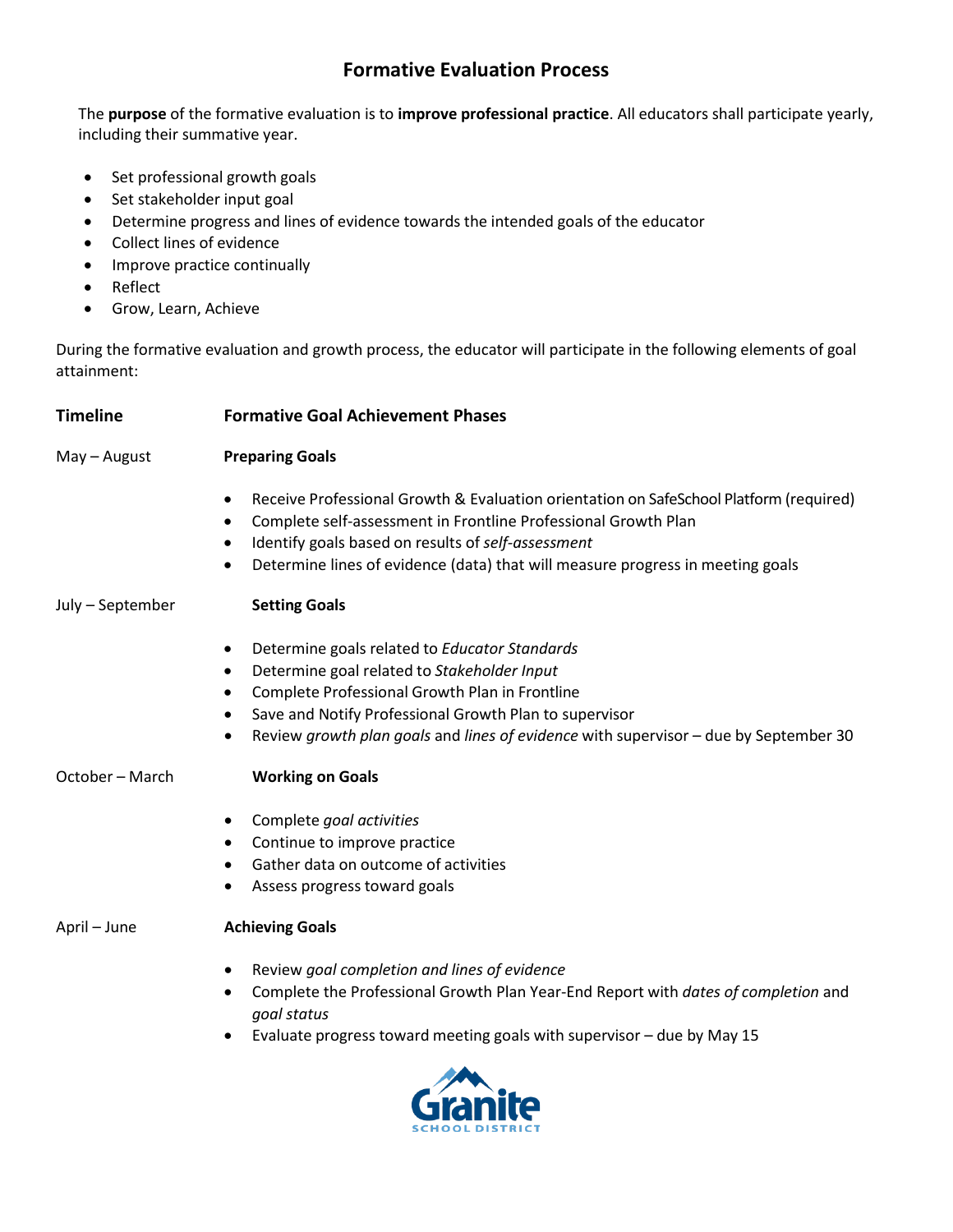# Formative Evaluation Process

The **purpose** of the formative evaluation is to **improve professional practice**. All educators shall participate yearly, including their summative year.

- Set professional growth goals
- Set stakeholder input goal
- Determine progress and lines of evidence towards the intended goals of the educator
- Collect lines of evidence
- Improve practice continually
- Reflect
- Grow, Learn, Achieve

During the formative evaluation and growth process, the educator will participate in the following elements of goal attainment:

| **Timeline** | **Formative Goal Achievement Phases** |
| --- | --- |
| May – August | **Preparing Goals**<br>• Receive Professional Growth & Evaluation orientation on SafeSchool Platform (required)<br>• Complete self-assessment in Frontline Professional Growth Plan<br>• Identify goals based on results of *self-assessment*<br>• Determine lines of evidence (data) that will measure progress in meeting goals |
| July – September | **Setting Goals**<br>• Determine goals related to *Educator Standards*<br>• Determine goal related to *Stakeholder Input*<br>• Complete Professional Growth Plan in Frontline<br>• Save and Notify Professional Growth Plan to supervisor<br>• Review *growth plan goals* and *lines of evidence* with supervisor – due by September 30 |
| October – March | **Working on Goals**<br>• Complete *goal activities*<br>• Continue to improve practice<br>• Gather data on outcome of activities<br>• Assess progress toward goals |
| April – June | **Achieving Goals**<br>• Review *goal completion and lines of evidence*<br>• Complete the Professional Growth Plan Year-End Report with *dates of completion* and *goal status*<br>• Evaluate progress toward meeting goals with supervisor – due by May 15 |

Granite SCHOOL DISTRICT